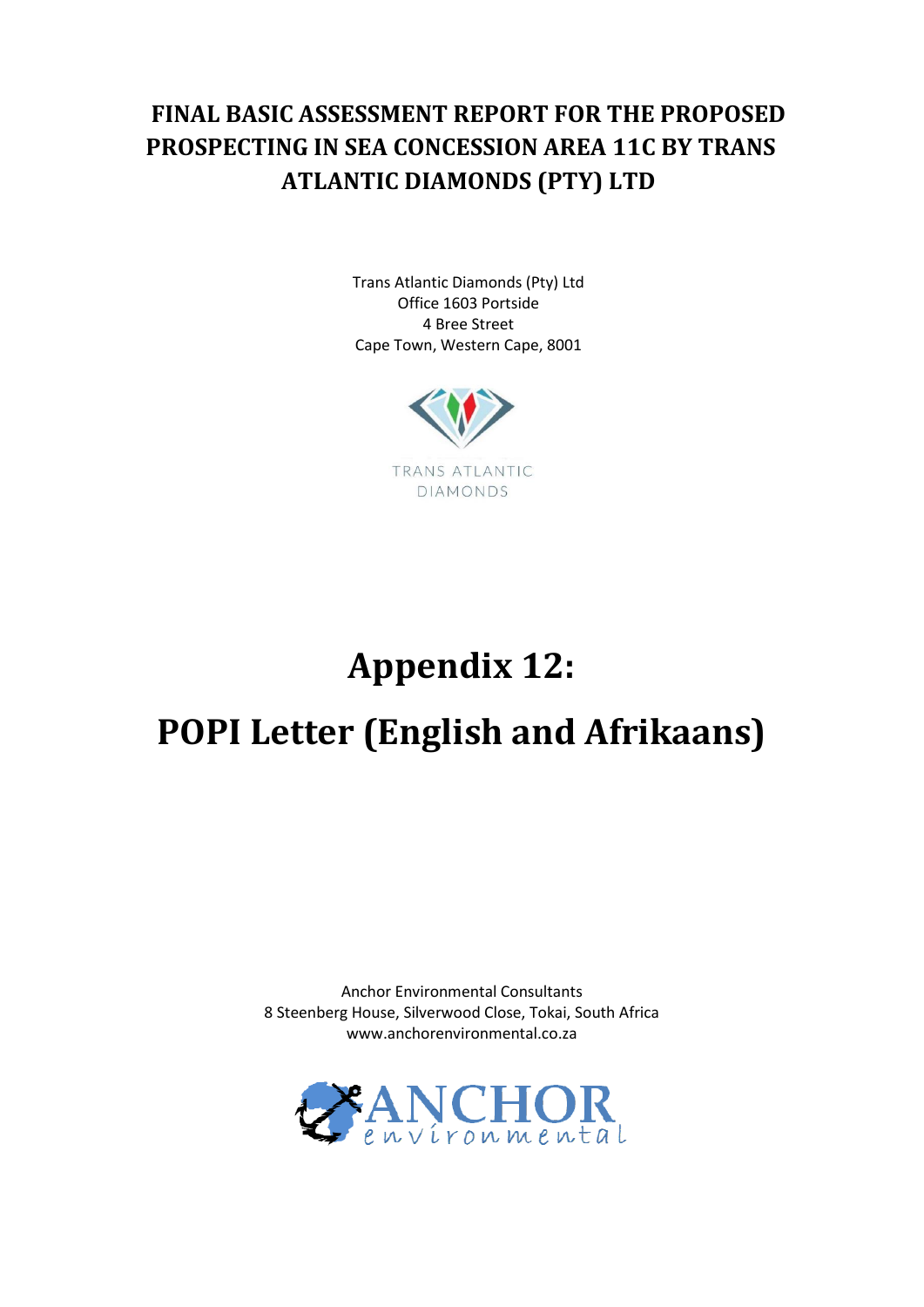# FINAL BASIC ASSESSMENT REPORT FOR THE PROPOSED PROSPECTING IN SEA CONCESSION AREA 11C BY TRANS ATLANTIC DIAMONDS (PTY) LTD

Trans Atlantic Diamonds (Pty) Ltd
Office 1603 Portside
4 Bree Street
Cape Town, Western Cape, 8001

TRANS ATLANTIC
DIAMONDS

# Appendix 12:

# POPI Letter (English and Afrikaans)

Anchor Environmental Consultants
8 Steenberg House, Silverwood Close, Tokai, South Africa
www.anchorenvironmental.co.za

ANCHOR
environmental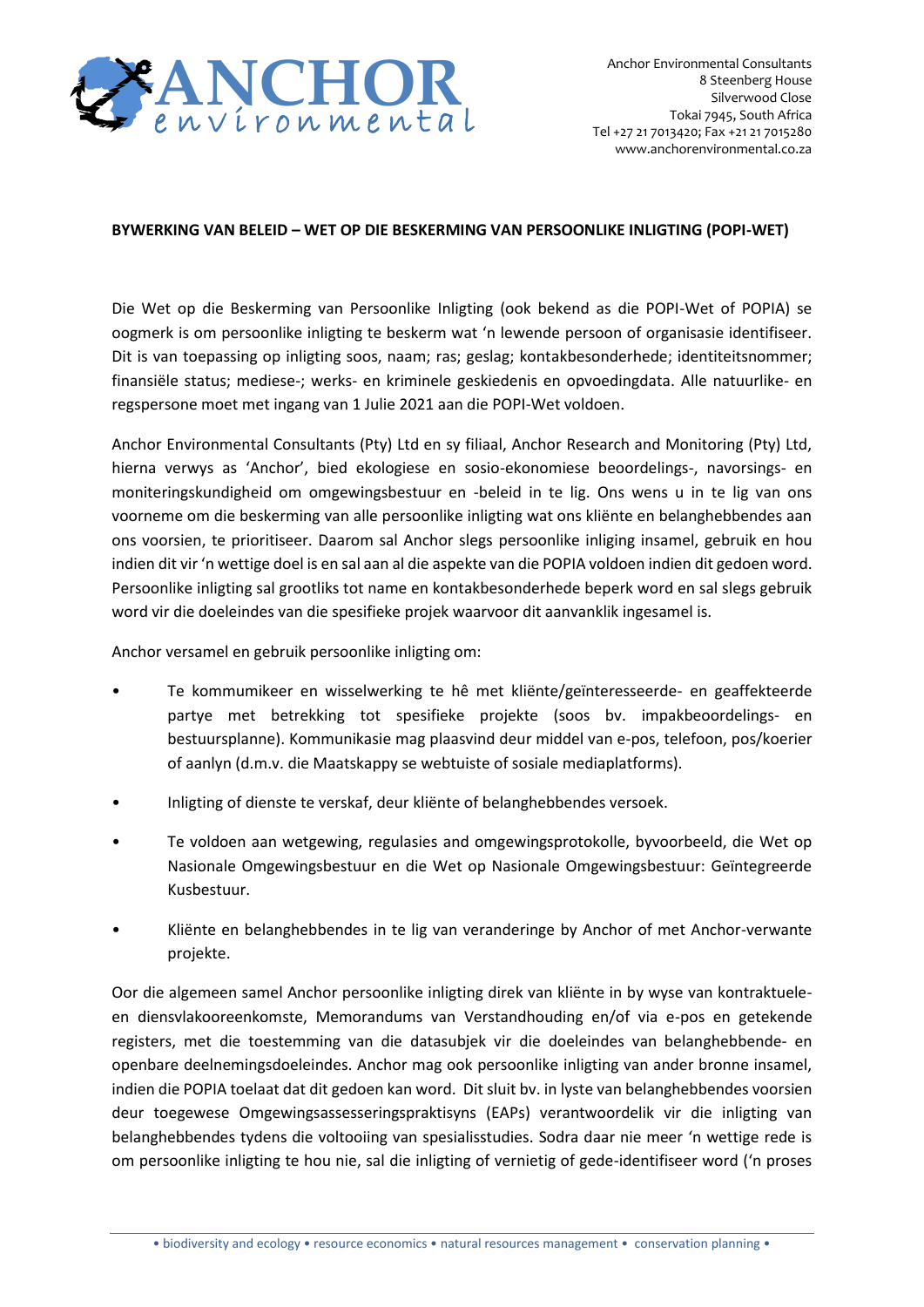**BYWERKING VAN BELEID – WET OP DIE BESKERMING VAN PERSOONLIKE INLIGTING (POPI-WET)**

Die Wet op die Beskerming van Persoonlike Inligting (ook bekend as die POPI-Wet of POPIA) se oogmerk is om persoonlike inligting te beskerm wat 'n lewende persoon of organisasie identifiseer. Dit is van toepassing op inligting soos, naam; ras; geslag; kontakbesonderhede; identiteitsnommer; finansiële status; mediese-; werks- en kriminele geskiedenis en opvoedingdata. Alle natuurlike- en regspersone moet met ingang van 1 Julie 2021 aan die POPI-Wet voldoen.

Anchor Environmental Consultants (Pty) Ltd en sy filiaal, Anchor Research and Monitoring (Pty) Ltd, hierna verwys as 'Anchor', bied ekologiese en sosio-ekonomiese beoordelings-, navorsings- en moniteringskundigheid om omgewingsbestuur en -beleid in te lig. Ons wens u in te lig van ons voorneme om die beskerming van alle persoonlike inligting wat ons kliënte en belanghebbendes aan ons voorsien, te prioritiseer. Daarom sal Anchor slegs persoonlike inliging insamel, gebruik en hou indien dit vir 'n wettige doel is en sal aan al die aspekte van die POPIA voldoen indien dit gedoen word. Persoonlike inligting sal grootliks tot name en kontakbesonderhede beperk word en sal slegs gebruik word vir die doeleindes van die spesifieke projek waarvoor dit aanvanklik ingesamel is.

Anchor versamel en gebruik persoonlike inligting om:

- Te kommumikeer en wisselwerking te hê met kliënte/geïnteresseerde- en geaffekteerde partye met betrekking tot spesifieke projekte (soos bv. impakbeoordelings- en bestuursplanne). Kommunikasie mag plaasvind deur middel van e-pos, telefoon, pos/koerier of aanlyn (d.m.v. die Maatskappy se webtuiste of sosiale mediaplatforms).
- Inligting of dienste te verskaf, deur kliënte of belanghebbendes versoek.
- Te voldoen aan wetgewing, regulasies and omgewingsprotokolle, byvoorbeeld, die Wet op Nasionale Omgewingsbestuur en die Wet op Nasionale Omgewingsbestuur: Geïntegreerde Kusbestuur.
- Kliënte en belanghebbendes in te lig van veranderinge by Anchor of met Anchor-verwante projekte.

Oor die algemeen samel Anchor persoonlike inligting direk van kliënte in by wyse van kontraktuele- en diensvlakooreenkomste, Memorandums van Verstandhouding en/of via e-pos en getekende registers, met die toestemming van die datasubjek vir die doeleindes van belanghebbende- en openbare deelnemingsdoeleindes. Anchor mag ook persoonlike inligting van ander bronne insamel, indien die POPIA toelaat dat dit gedoen kan word. Dit sluit bv. in lyste van belanghebbendes voorsien deur toegewese Omgewingsassesseringspraktisyns (EAPs) verantwoordelik vir die inligting van belanghebbendes tydens die voltooiing van spesialisstudies. Sodra daar nie meer 'n wettige rede is om persoonlike inligting te hou nie, sal die inligting of vernietig of gede-identifiseer word ('n proses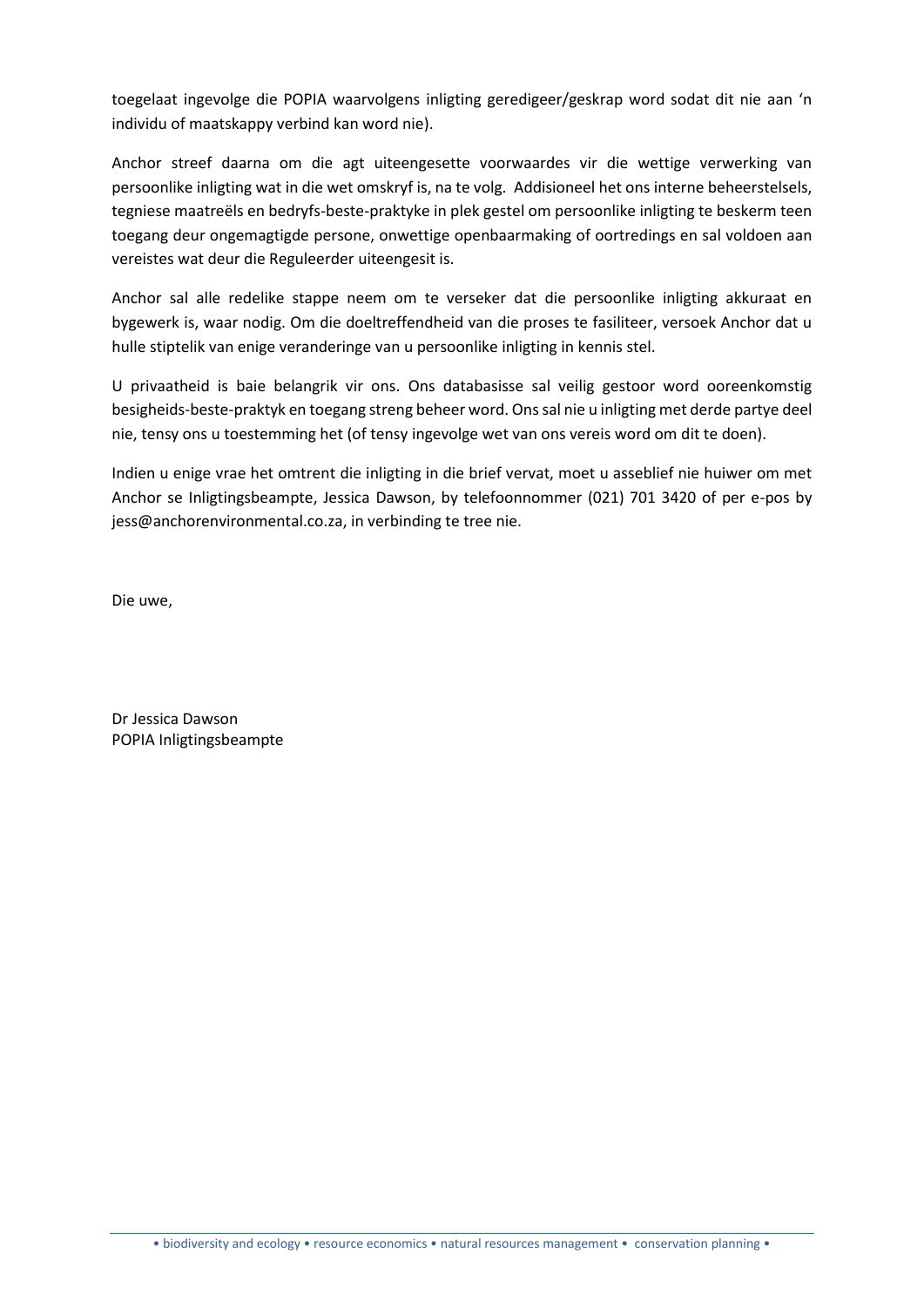toegelaat ingevolge die POPIA waarvolgens inligting geredigeer/geskrap word sodat dit nie aan 'n individu of maatskappy verbind kan word nie).

Anchor streef daarna om die agt uiteengesette voorwaardes vir die wettige verwerking van persoonlike inligting wat in die wet omskryf is, na te volg. Addisioneel het ons interne beheerstelsels, tegniese maatreëls en bedryfs-beste-praktyke in plek gestel om persoonlike inligting te beskerm teen toegang deur ongemagtigde persone, onwettige openbaarmaking of oortredings en sal voldoen aan vereistes wat deur die Reguleerder uiteengesit is.

Anchor sal alle redelike stappe neem om te verseker dat die persoonlike inligting akkuraat en bygewerk is, waar nodig. Om die doeltreffendheid van die proses te fasiliteer, versoek Anchor dat u hulle stiptelik van enige veranderinge van u persoonlike inligting in kennis stel.

U privaatheid is baie belangrik vir ons. Ons databasisse sal veilig gestoor word ooreenkomstig besigheids-beste-praktyk en toegang streng beheer word. Ons sal nie u inligting met derde partye deel nie, tensy ons u toestemming het (of tensy ingevolge wet van ons vereis word om dit te doen).

Indien u enige vrae het omtrent die inligting in die brief vervat, moet u asseblief nie huiwer om met Anchor se Inligtingsbeampte, Jessica Dawson, by telefoonnommer (021) 701 3420 of per e-pos by jess@anchorenvironmental.co.za, in verbinding te tree nie.

Die uwe,

Dr Jessica Dawson
POPIA Inligtingsbeampte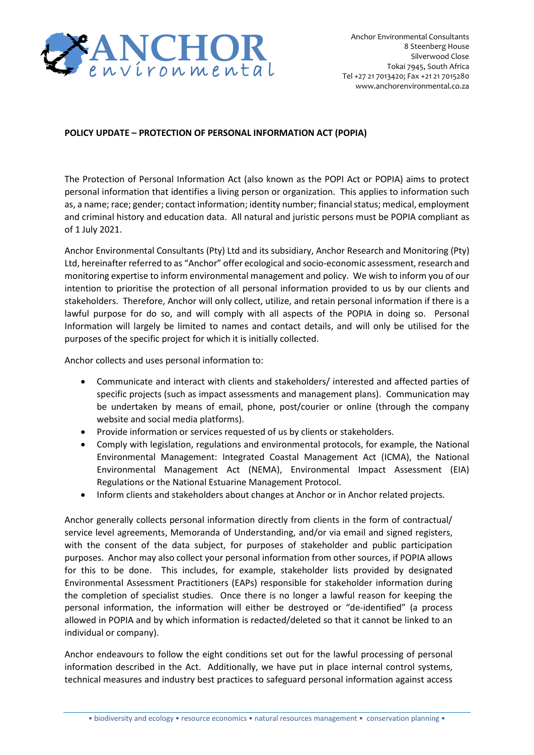**POLICY UPDATE – PROTECTION OF PERSONAL INFORMATION ACT (POPIA)**

The Protection of Personal Information Act (also known as the POPI Act or POPIA) aims to protect personal information that identifies a living person or organization. This applies to information such as, a name; race; gender; contact information; identity number; financial status; medical, employment and criminal history and education data. All natural and juristic persons must be POPIA compliant as of 1 July 2021.

Anchor Environmental Consultants (Pty) Ltd and its subsidiary, Anchor Research and Monitoring (Pty) Ltd, hereinafter referred to as "Anchor" offer ecological and socio-economic assessment, research and monitoring expertise to inform environmental management and policy. We wish to inform you of our intention to prioritise the protection of all personal information provided to us by our clients and stakeholders. Therefore, Anchor will only collect, utilize, and retain personal information if there is a lawful purpose for do so, and will comply with all aspects of the POPIA in doing so. Personal Information will largely be limited to names and contact details, and will only be utilised for the purposes of the specific project for which it is initially collected.

Anchor collects and uses personal information to:

- Communicate and interact with clients and stakeholders/ interested and affected parties of specific projects (such as impact assessments and management plans). Communication may be undertaken by means of email, phone, post/courier or online (through the company website and social media platforms).
- Provide information or services requested of us by clients or stakeholders.
- Comply with legislation, regulations and environmental protocols, for example, the National Environmental Management: Integrated Coastal Management Act (ICMA), the National Environmental Management Act (NEMA), Environmental Impact Assessment (EIA) Regulations or the National Estuarine Management Protocol.
- Inform clients and stakeholders about changes at Anchor or in Anchor related projects.

Anchor generally collects personal information directly from clients in the form of contractual/ service level agreements, Memoranda of Understanding, and/or via email and signed registers, with the consent of the data subject, for purposes of stakeholder and public participation purposes. Anchor may also collect your personal information from other sources, if POPIA allows for this to be done. This includes, for example, stakeholder lists provided by designated Environmental Assessment Practitioners (EAPs) responsible for stakeholder information during the completion of specialist studies. Once there is no longer a lawful reason for keeping the personal information, the information will either be destroyed or "de-identified" (a process allowed in POPIA and by which information is redacted/deleted so that it cannot be linked to an individual or company).

Anchor endeavours to follow the eight conditions set out for the lawful processing of personal information described in the Act. Additionally, we have put in place internal control systems, technical measures and industry best practices to safeguard personal information against access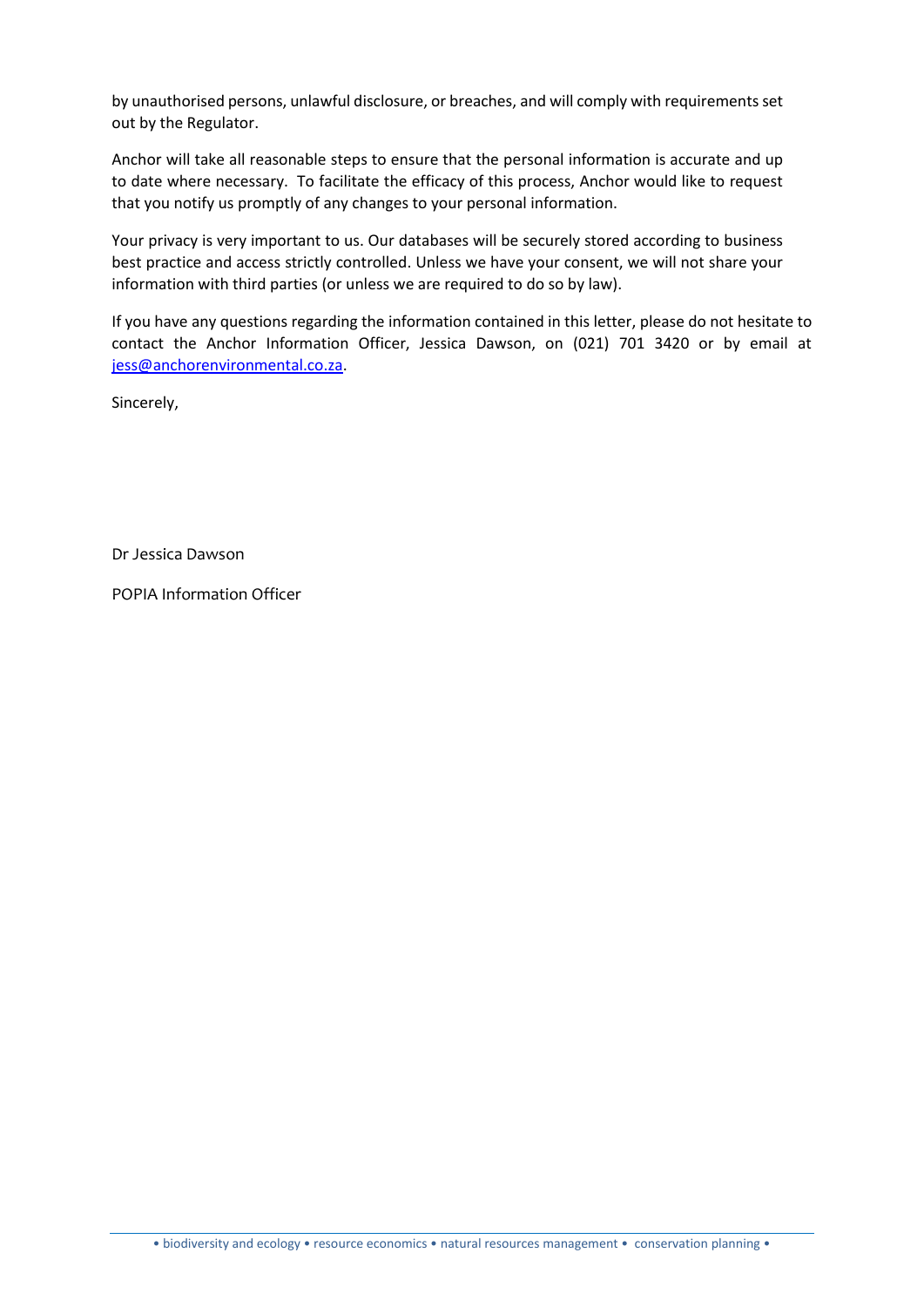by unauthorised persons, unlawful disclosure, or breaches, and will comply with requirements set out by the Regulator.

Anchor will take all reasonable steps to ensure that the personal information is accurate and up to date where necessary. To facilitate the efficacy of this process, Anchor would like to request that you notify us promptly of any changes to your personal information.

Your privacy is very important to us. Our databases will be securely stored according to business best practice and access strictly controlled. Unless we have your consent, we will not share your information with third parties (or unless we are required to do so by law).

If you have any questions regarding the information contained in this letter, please do not hesitate to contact the Anchor Information Officer, Jessica Dawson, on (021) 701 3420 or by email at jess@anchorenvironmental.co.za.

Sincerely,

Dr Jessica Dawson

POPIA Information Officer